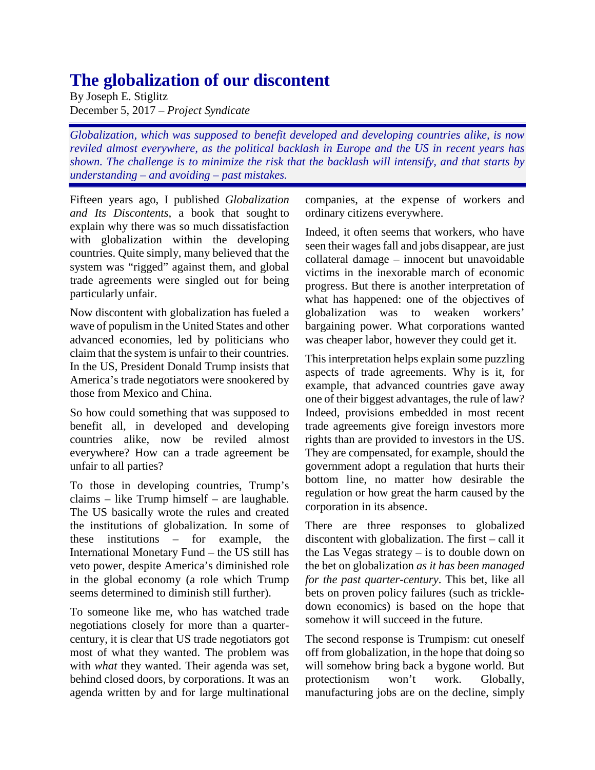# The globalization of our discontent

By Joseph E. Stiglitz
December 5, 2017 – *Project Syndicate*

*Globalization, which was supposed to benefit developed and developing countries alike, is now reviled almost everywhere, as the political backlash in Europe and the US in recent years has shown. The challenge is to minimize the risk that the backlash will intensify, and that starts by understanding – and avoiding – past mistakes.*

Fifteen years ago, I published *Globalization and Its Discontents*, a book that sought to explain why there was so much dissatisfaction with globalization within the developing countries. Quite simply, many believed that the system was "rigged" against them, and global trade agreements were singled out for being particularly unfair.

Now discontent with globalization has fueled a wave of populism in the United States and other advanced economies, led by politicians who claim that the system is unfair to their countries. In the US, President Donald Trump insists that America's trade negotiators were snookered by those from Mexico and China.

So how could something that was supposed to benefit all, in developed and developing countries alike, now be reviled almost everywhere? How can a trade agreement be unfair to all parties?

To those in developing countries, Trump's claims – like Trump himself – are laughable. The US basically wrote the rules and created the institutions of globalization. In some of these institutions – for example, the International Monetary Fund – the US still has veto power, despite America's diminished role in the global economy (a role which Trump seems determined to diminish still further).

To someone like me, who has watched trade negotiations closely for more than a quarter-century, it is clear that US trade negotiators got most of what they wanted. The problem was with *what* they wanted. Their agenda was set, behind closed doors, by corporations. It was an agenda written by and for large multinational companies, at the expense of workers and ordinary citizens everywhere.

Indeed, it often seems that workers, who have seen their wages fall and jobs disappear, are just collateral damage – innocent but unavoidable victims in the inexorable march of economic progress. But there is another interpretation of what has happened: one of the objectives of globalization was to weaken workers' bargaining power. What corporations wanted was cheaper labor, however they could get it.

This interpretation helps explain some puzzling aspects of trade agreements. Why is it, for example, that advanced countries gave away one of their biggest advantages, the rule of law? Indeed, provisions embedded in most recent trade agreements give foreign investors more rights than are provided to investors in the US. They are compensated, for example, should the government adopt a regulation that hurts their bottom line, no matter how desirable the regulation or how great the harm caused by the corporation in its absence.

There are three responses to globalized discontent with globalization. The first – call it the Las Vegas strategy – is to double down on the bet on globalization *as it has been managed for the past quarter-century*. This bet, like all bets on proven policy failures (such as trickle-down economics) is based on the hope that somehow it will succeed in the future.

The second response is Trumpism: cut oneself off from globalization, in the hope that doing so will somehow bring back a bygone world. But protectionism won't work. Globally, manufacturing jobs are on the decline, simply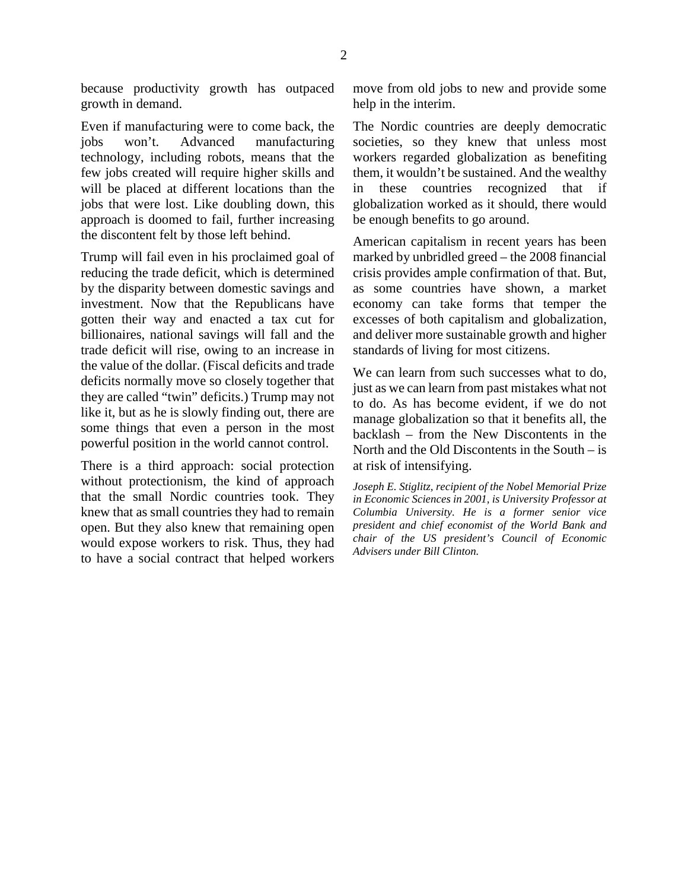because productivity growth has outpaced growth in demand.

Even if manufacturing were to come back, the jobs won't. Advanced manufacturing technology, including robots, means that the few jobs created will require higher skills and will be placed at different locations than the jobs that were lost. Like doubling down, this approach is doomed to fail, further increasing the discontent felt by those left behind.

Trump will fail even in his proclaimed goal of reducing the trade deficit, which is determined by the disparity between domestic savings and investment. Now that the Republicans have gotten their way and enacted a tax cut for billionaires, national savings will fall and the trade deficit will rise, owing to an increase in the value of the dollar. (Fiscal deficits and trade deficits normally move so closely together that they are called "twin" deficits.) Trump may not like it, but as he is slowly finding out, there are some things that even a person in the most powerful position in the world cannot control.

There is a third approach: social protection without protectionism, the kind of approach that the small Nordic countries took. They knew that as small countries they had to remain open. But they also knew that remaining open would expose workers to risk. Thus, they had to have a social contract that helped workers move from old jobs to new and provide some help in the interim.

The Nordic countries are deeply democratic societies, so they knew that unless most workers regarded globalization as benefiting them, it wouldn't be sustained. And the wealthy in these countries recognized that if globalization worked as it should, there would be enough benefits to go around.

American capitalism in recent years has been marked by unbridled greed – the 2008 financial crisis provides ample confirmation of that. But, as some countries have shown, a market economy can take forms that temper the excesses of both capitalism and globalization, and deliver more sustainable growth and higher standards of living for most citizens.

We can learn from such successes what to do, just as we can learn from past mistakes what not to do. As has become evident, if we do not manage globalization so that it benefits all, the backlash – from the New Discontents in the North and the Old Discontents in the South – is at risk of intensifying.

*Joseph E. Stiglitz, recipient of the Nobel Memorial Prize in Economic Sciences in 2001, is University Professor at Columbia University. He is a former senior vice president and chief economist of the World Bank and chair of the US president's Council of Economic Advisers under Bill Clinton.*